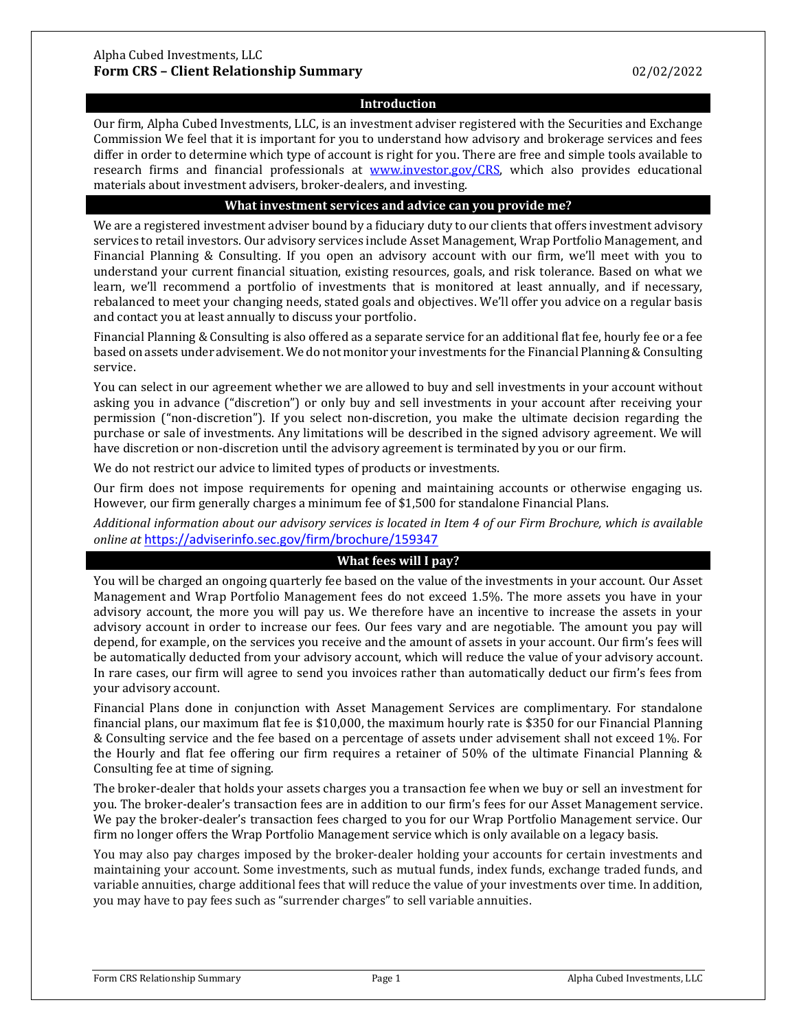Alpha Cubed Investments, LLC

# Form CRS – Client Relationship Summary

02/02/2022

## Introduction

Our firm, Alpha Cubed Investments, LLC, is an investment adviser registered with the Securities and Exchange Commission We feel that it is important for you to understand how advisory and brokerage services and fees differ in order to determine which type of account is right for you. There are free and simple tools available to research firms and financial professionals at www.investor.gov/CRS, which also provides educational materials about investment advisers, broker-dealers, and investing.

## What investment services and advice can you provide me?

We are a registered investment adviser bound by a fiduciary duty to our clients that offers investment advisory services to retail investors. Our advisory services include Asset Management, Wrap Portfolio Management, and Financial Planning & Consulting. If you open an advisory account with our firm, we'll meet with you to understand your current financial situation, existing resources, goals, and risk tolerance. Based on what we learn, we'll recommend a portfolio of investments that is monitored at least annually, and if necessary, rebalanced to meet your changing needs, stated goals and objectives. We'll offer you advice on a regular basis and contact you at least annually to discuss your portfolio.

Financial Planning & Consulting is also offered as a separate service for an additional flat fee, hourly fee or a fee based on assets under advisement. We do not monitor your investments for the Financial Planning & Consulting service.

You can select in our agreement whether we are allowed to buy and sell investments in your account without asking you in advance ("discretion") or only buy and sell investments in your account after receiving your permission ("non-discretion"). If you select non-discretion, you make the ultimate decision regarding the purchase or sale of investments. Any limitations will be described in the signed advisory agreement. We will have discretion or non-discretion until the advisory agreement is terminated by you or our firm.

We do not restrict our advice to limited types of products or investments.

Our firm does not impose requirements for opening and maintaining accounts or otherwise engaging us. However, our firm generally charges a minimum fee of $1,500 for standalone Financial Plans.

*Additional information about our advisory services is located in Item 4 of our Firm Brochure, which is available online at* https://adviserinfo.sec.gov/firm/brochure/159347

## What fees will I pay?

You will be charged an ongoing quarterly fee based on the value of the investments in your account. Our Asset Management and Wrap Portfolio Management fees do not exceed 1.5%. The more assets you have in your advisory account, the more you will pay us. We therefore have an incentive to increase the assets in your advisory account in order to increase our fees. Our fees vary and are negotiable. The amount you pay will depend, for example, on the services you receive and the amount of assets in your account. Our firm's fees will be automatically deducted from your advisory account, which will reduce the value of your advisory account. In rare cases, our firm will agree to send you invoices rather than automatically deduct our firm's fees from your advisory account.

Financial Plans done in conjunction with Asset Management Services are complimentary. For standalone financial plans, our maximum flat fee is $10,000, the maximum hourly rate is $350 for our Financial Planning & Consulting service and the fee based on a percentage of assets under advisement shall not exceed 1%. For the Hourly and flat fee offering our firm requires a retainer of 50% of the ultimate Financial Planning & Consulting fee at time of signing.

The broker-dealer that holds your assets charges you a transaction fee when we buy or sell an investment for you. The broker-dealer's transaction fees are in addition to our firm's fees for our Asset Management service. We pay the broker-dealer's transaction fees charged to you for our Wrap Portfolio Management service. Our firm no longer offers the Wrap Portfolio Management service which is only available on a legacy basis.

You may also pay charges imposed by the broker-dealer holding your accounts for certain investments and maintaining your account. Some investments, such as mutual funds, index funds, exchange traded funds, and variable annuities, charge additional fees that will reduce the value of your investments over time. In addition, you may have to pay fees such as "surrender charges" to sell variable annuities.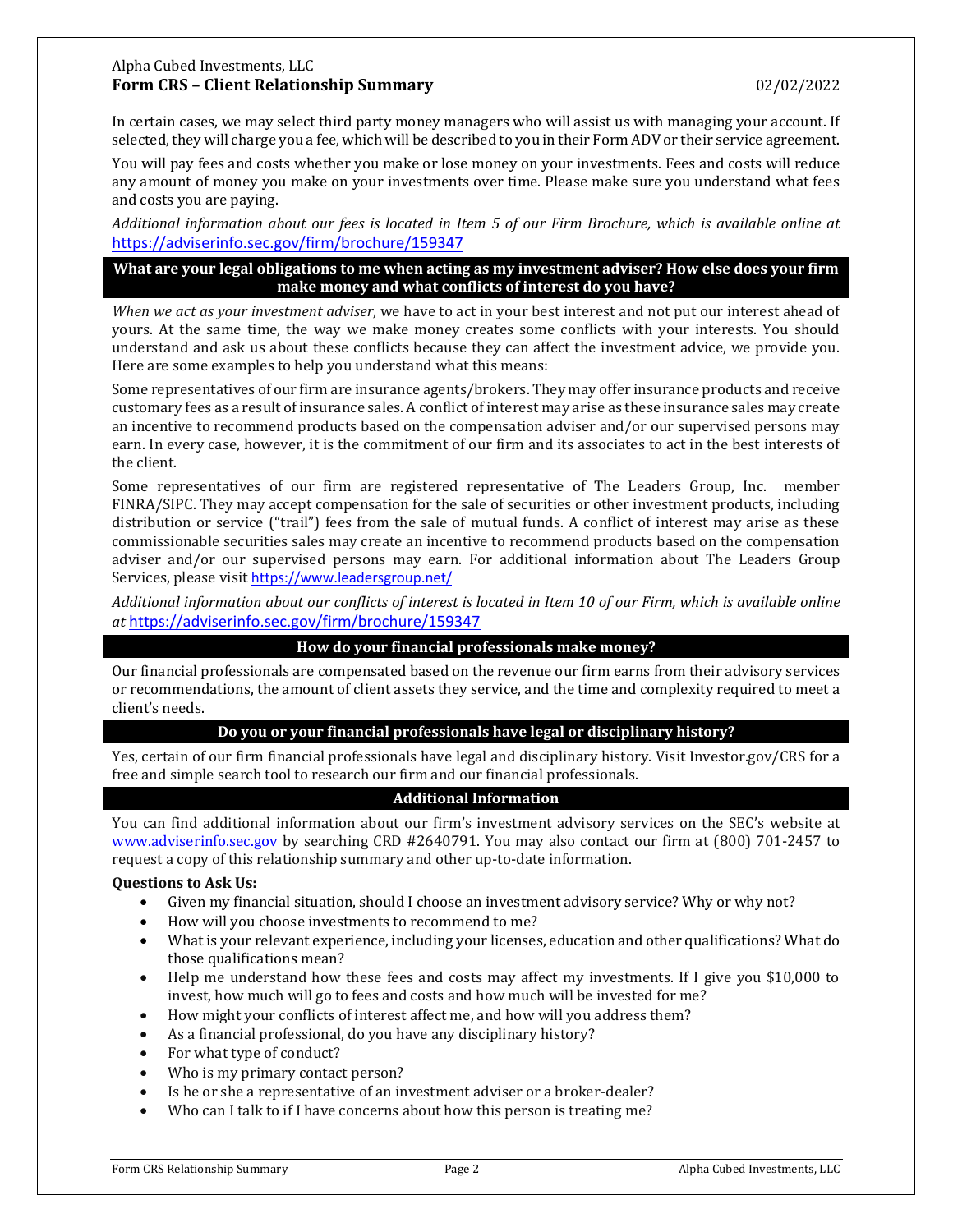In certain cases, we may select third party money managers who will assist us with managing your account. If selected, they will charge you a fee, which will be described to you in their Form ADV or their service agreement.

You will pay fees and costs whether you make or lose money on your investments. Fees and costs will reduce any amount of money you make on your investments over time. Please make sure you understand what fees and costs you are paying.

*Additional information about our fees is located in Item 5 of our Firm Brochure, which is available online at* https://adviserinfo.sec.gov/firm/brochure/159347

## What are your legal obligations to me when acting as my investment adviser? How else does your firm make money and what conflicts of interest do you have?

*When we act as your investment adviser*, we have to act in your best interest and not put our interest ahead of yours. At the same time, the way we make money creates some conflicts with your interests. You should understand and ask us about these conflicts because they can affect the investment advice, we provide you. Here are some examples to help you understand what this means:

Some representatives of our firm are insurance agents/brokers. They may offer insurance products and receive customary fees as a result of insurance sales. A conflict of interest may arise as these insurance sales may create an incentive to recommend products based on the compensation adviser and/or our supervised persons may earn. In every case, however, it is the commitment of our firm and its associates to act in the best interests of the client.

Some representatives of our firm are registered representative of The Leaders Group, Inc. member FINRA/SIPC. They may accept compensation for the sale of securities or other investment products, including distribution or service ("trail") fees from the sale of mutual funds. A conflict of interest may arise as these commissionable securities sales may create an incentive to recommend products based on the compensation adviser and/or our supervised persons may earn. For additional information about The Leaders Group Services, please visit https://www.leadersgroup.net/

*Additional information about our conflicts of interest is located in Item 10 of our Firm, which is available online at* https://adviserinfo.sec.gov/firm/brochure/159347

## How do your financial professionals make money?

Our financial professionals are compensated based on the revenue our firm earns from their advisory services or recommendations, the amount of client assets they service, and the time and complexity required to meet a client's needs.

## Do you or your financial professionals have legal or disciplinary history?

Yes, certain of our firm financial professionals have legal and disciplinary history. Visit Investor.gov/CRS for a free and simple search tool to research our firm and our financial professionals.

## Additional Information

You can find additional information about our firm's investment advisory services on the SEC's website at www.adviserinfo.sec.gov by searching CRD #2640791. You may also contact our firm at (800) 701-2457 to request a copy of this relationship summary and other up-to-date information.

**Questions to Ask Us:**

- Given my financial situation, should I choose an investment advisory service? Why or why not?
- How will you choose investments to recommend to me?
- What is your relevant experience, including your licenses, education and other qualifications? What do those qualifications mean?
- Help me understand how these fees and costs may affect my investments. If I give you $10,000 to invest, how much will go to fees and costs and how much will be invested for me?
- How might your conflicts of interest affect me, and how will you address them?
- As a financial professional, do you have any disciplinary history?
- For what type of conduct?
- Who is my primary contact person?
- Is he or she a representative of an investment adviser or a broker-dealer?
- Who can I talk to if I have concerns about how this person is treating me?